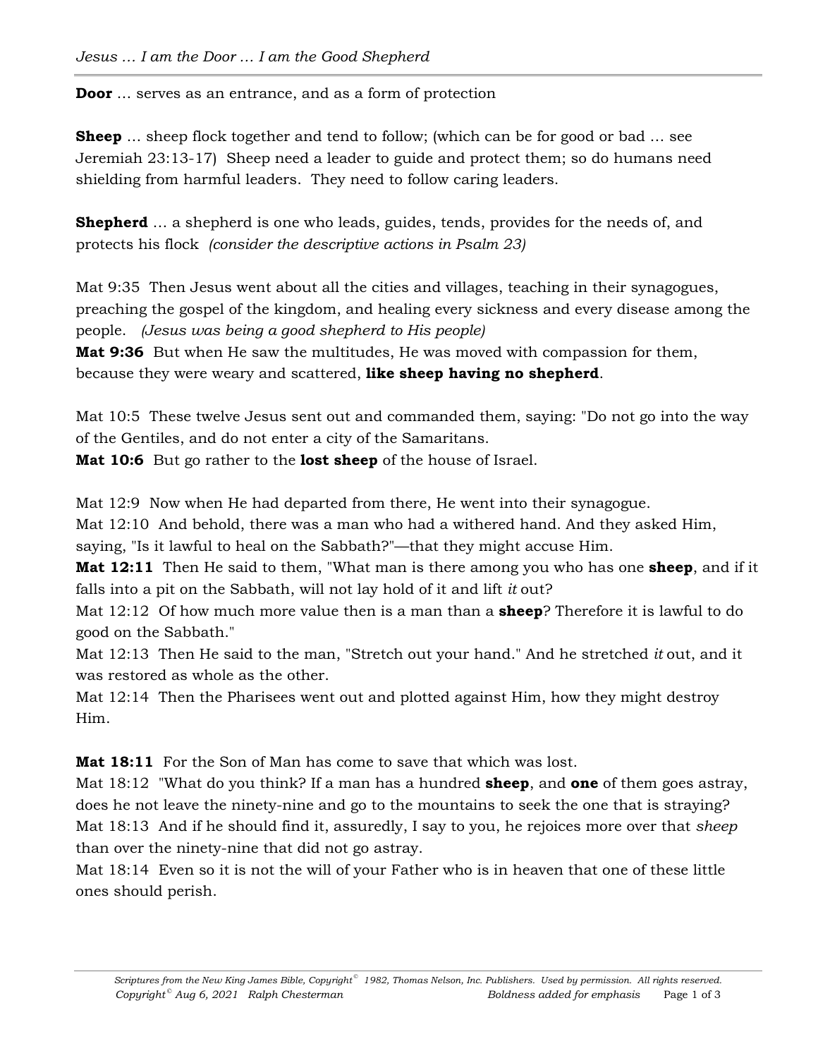**Door** … serves as an entrance, and as a form of protection

**Sheep** … sheep flock together and tend to follow; (which can be for good or bad … see Jeremiah 23:13-17) Sheep need a leader to guide and protect them; so do humans need shielding from harmful leaders. They need to follow caring leaders.

**Shepherd** … a shepherd is one who leads, guides, tends, provides for the needs of, and protects his flock *(consider the descriptive actions in Psalm 23)*

Mat 9:35 Then Jesus went about all the cities and villages, teaching in their synagogues, preaching the gospel of the kingdom, and healing every sickness and every disease among the people. *(Jesus was being a good shepherd to His people)*
**Mat 9:36** But when He saw the multitudes, He was moved with compassion for them, because they were weary and scattered, **like sheep having no shepherd**.

Mat 10:5 These twelve Jesus sent out and commanded them, saying: "Do not go into the way of the Gentiles, and do not enter a city of the Samaritans.
**Mat 10:6** But go rather to the **lost sheep** of the house of Israel.

Mat 12:9 Now when He had departed from there, He went into their synagogue.
Mat 12:10 And behold, there was a man who had a withered hand. And they asked Him, saying, "Is it lawful to heal on the Sabbath?"—that they might accuse Him.
**Mat 12:11** Then He said to them, "What man is there among you who has one **sheep**, and if it falls into a pit on the Sabbath, will not lay hold of it and lift *it* out?
Mat 12:12 Of how much more value then is a man than a **sheep**? Therefore it is lawful to do good on the Sabbath."
Mat 12:13 Then He said to the man, "Stretch out your hand." And he stretched *it* out, and it was restored as whole as the other.
Mat 12:14 Then the Pharisees went out and plotted against Him, how they might destroy Him.

**Mat 18:11** For the Son of Man has come to save that which was lost.
Mat 18:12 "What do you think? If a man has a hundred **sheep**, and **one** of them goes astray, does he not leave the ninety-nine and go to the mountains to seek the one that is straying?
Mat 18:13 And if he should find it, assuredly, I say to you, he rejoices more over that *sheep* than over the ninety-nine that did not go astray.
Mat 18:14 Even so it is not the will of your Father who is in heaven that one of these little ones should perish.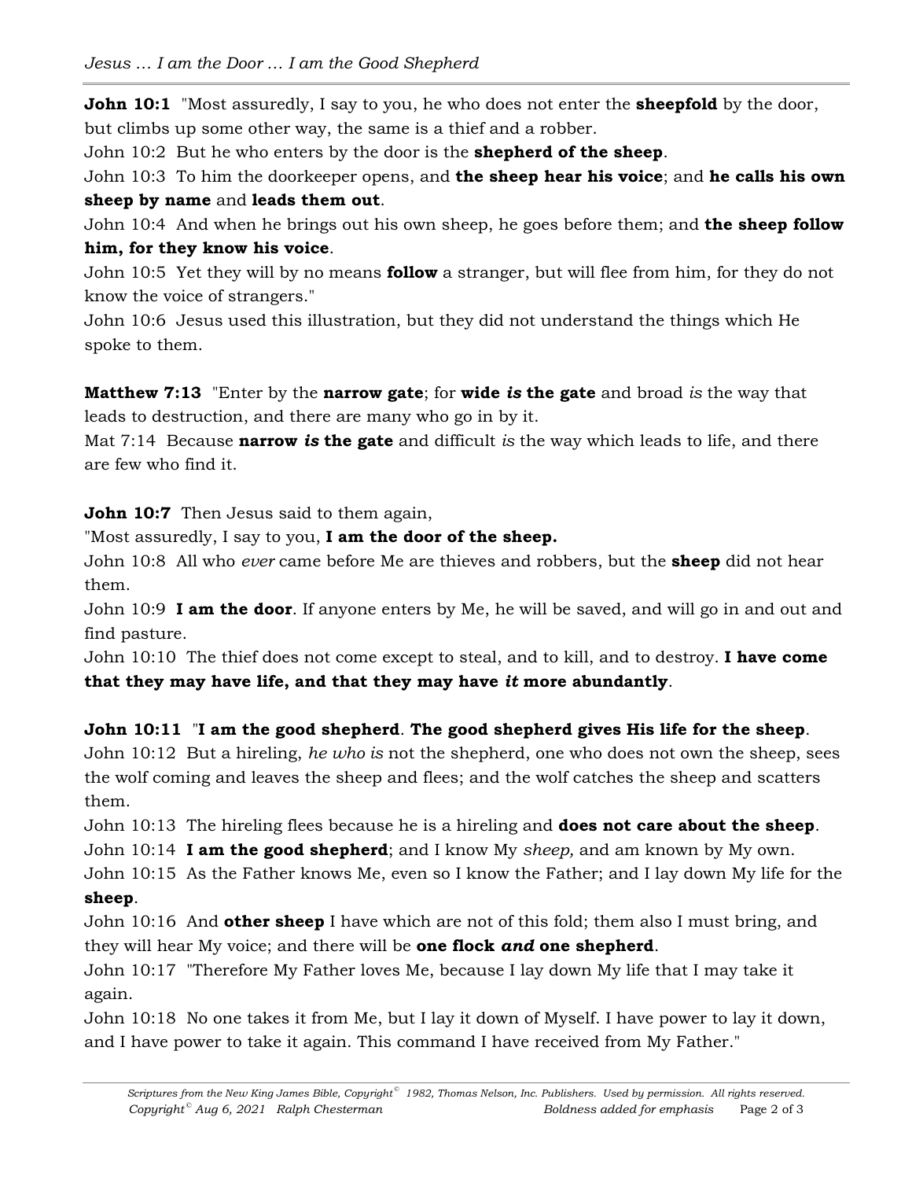**John 10:1** "Most assuredly, I say to you, he who does not enter the **sheepfold** by the door, but climbs up some other way, the same is a thief and a robber.
John 10:2 But he who enters by the door is the **shepherd of the sheep**.
John 10:3 To him the doorkeeper opens, and **the sheep hear his voice**; and **he calls his own sheep by name** and **leads them out**.
John 10:4 And when he brings out his own sheep, he goes before them; and **the sheep follow him, for they know his voice**.
John 10:5 Yet they will by no means **follow** a stranger, but will flee from him, for they do not know the voice of strangers."
John 10:6 Jesus used this illustration, but they did not understand the things which He spoke to them.

**Matthew 7:13** "Enter by the **narrow gate**; for **wide *is* the gate** and broad *is* the way that leads to destruction, and there are many who go in by it.
Mat 7:14 Because **narrow *is* the gate** and difficult *is* the way which leads to life, and there are few who find it.

**John 10:7** Then Jesus said to them again,
"Most assuredly, I say to you, **I am the door of the sheep.**
John 10:8 All who *ever* came before Me are thieves and robbers, but the **sheep** did not hear them.
John 10:9 **I am the door**. If anyone enters by Me, he will be saved, and will go in and out and find pasture.
John 10:10 The thief does not come except to steal, and to kill, and to destroy. **I have come that they may have life, and that they may have *it* more abundantly**.

**John 10:11** "**I am the good shepherd**. **The good shepherd gives His life for the sheep**.
John 10:12 But a hireling, *he who is* not the shepherd, one who does not own the sheep, sees the wolf coming and leaves the sheep and flees; and the wolf catches the sheep and scatters them.
John 10:13 The hireling flees because he is a hireling and **does not care about the sheep**.
John 10:14 **I am the good shepherd**; and I know My *sheep,* and am known by My own.
John 10:15 As the Father knows Me, even so I know the Father; and I lay down My life for the **sheep**.
John 10:16 And **other sheep** I have which are not of this fold; them also I must bring, and they will hear My voice; and there will be **one flock *and* one shepherd**.
John 10:17 "Therefore My Father loves Me, because I lay down My life that I may take it again.
John 10:18 No one takes it from Me, but I lay it down of Myself. I have power to lay it down, and I have power to take it again. This command I have received from My Father."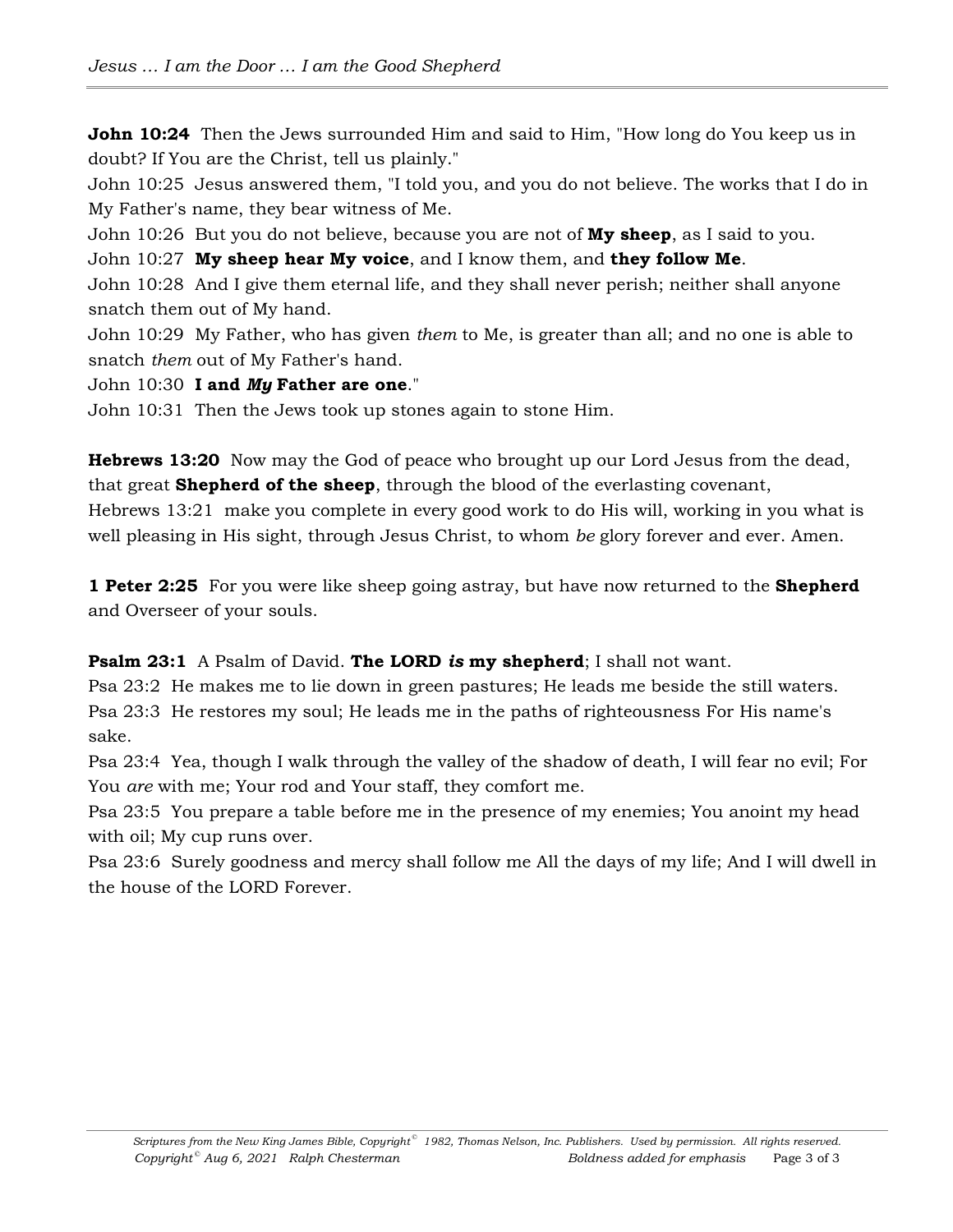**John 10:24** Then the Jews surrounded Him and said to Him, "How long do You keep us in doubt? If You are the Christ, tell us plainly."

John 10:25 Jesus answered them, "I told you, and you do not believe. The works that I do in My Father's name, they bear witness of Me.

John 10:26 But you do not believe, because you are not of **My sheep**, as I said to you.

John 10:27 **My sheep hear My voice**, and I know them, and **they follow Me**.

John 10:28 And I give them eternal life, and they shall never perish; neither shall anyone snatch them out of My hand.

John 10:29 My Father, who has given *them* to Me, is greater than all; and no one is able to snatch *them* out of My Father's hand.

John 10:30 **I and *My* Father are one**."

John 10:31 Then the Jews took up stones again to stone Him.

**Hebrews 13:20** Now may the God of peace who brought up our Lord Jesus from the dead, that great **Shepherd of the sheep**, through the blood of the everlasting covenant,

Hebrews 13:21 make you complete in every good work to do His will, working in you what is well pleasing in His sight, through Jesus Christ, to whom *be* glory forever and ever. Amen.

**1 Peter 2:25** For you were like sheep going astray, but have now returned to the **Shepherd** and Overseer of your souls.

**Psalm 23:1** A Psalm of David. **The LORD *is* my shepherd**; I shall not want.

Psa 23:2 He makes me to lie down in green pastures; He leads me beside the still waters.

Psa 23:3 He restores my soul; He leads me in the paths of righteousness For His name's sake.

Psa 23:4 Yea, though I walk through the valley of the shadow of death, I will fear no evil; For You *are* with me; Your rod and Your staff, they comfort me.

Psa 23:5 You prepare a table before me in the presence of my enemies; You anoint my head with oil; My cup runs over.

Psa 23:6 Surely goodness and mercy shall follow me All the days of my life; And I will dwell in the house of the LORD Forever.

*Scriptures from the New King James Bible, Copyright© 1982, Thomas Nelson, Inc. Publishers. Used by permission. All rights reserved.*
*Copyright© Aug 6, 2021 Ralph Chesterman* *Boldness added for emphasis*